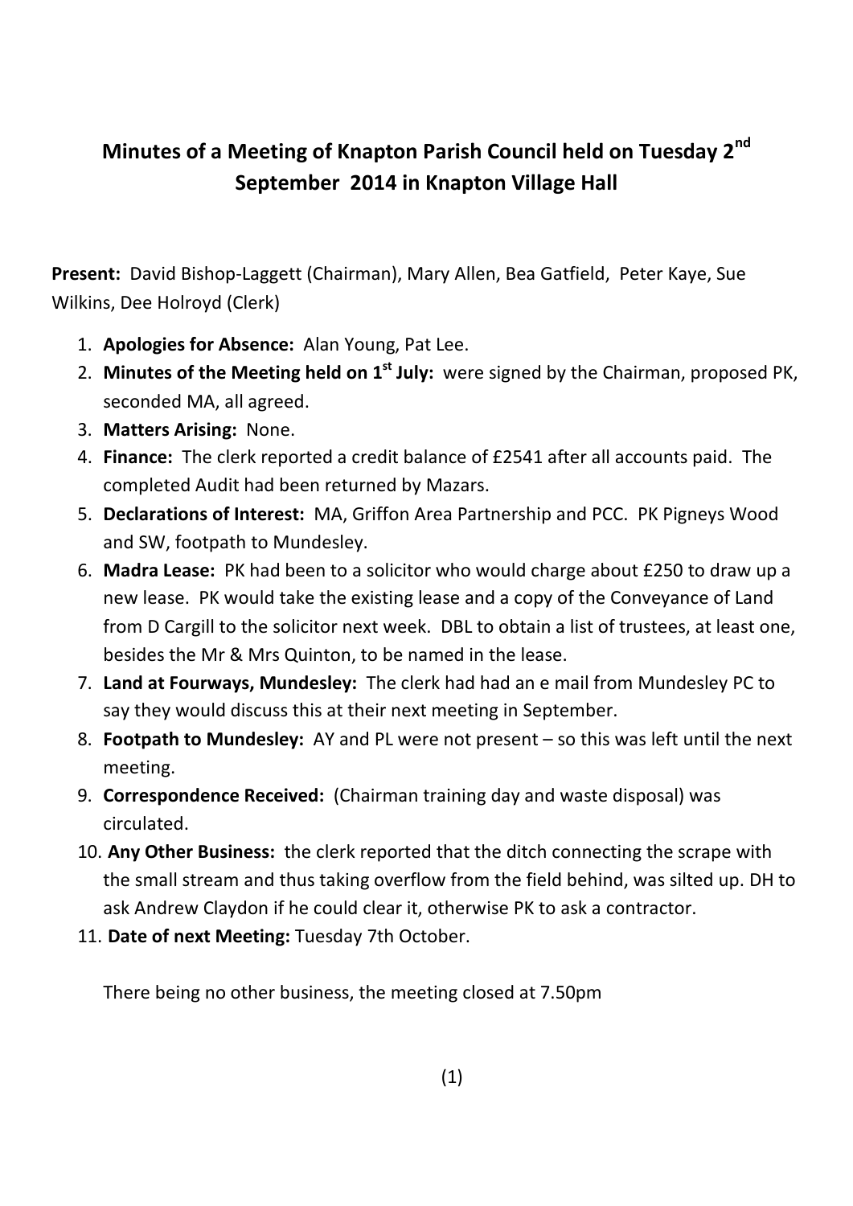# Minutes of a Meeting of Knapton Parish Council held on Tuesday 2nd September 2014 in Knapton Village Hall

**Present:** David Bishop-Laggett (Chairman), Mary Allen, Bea Gatfield, Peter Kaye, Sue Wilkins, Dee Holroyd (Clerk)

1. **Apologies for Absence:** Alan Young, Pat Lee.
2. **Minutes of the Meeting held on 1st July:** were signed by the Chairman, proposed PK, seconded MA, all agreed.
3. **Matters Arising:** None.
4. **Finance:** The clerk reported a credit balance of £2541 after all accounts paid. The completed Audit had been returned by Mazars.
5. **Declarations of Interest:** MA, Griffon Area Partnership and PCC. PK Pigneys Wood and SW, footpath to Mundesley.
6. **Madra Lease:** PK had been to a solicitor who would charge about £250 to draw up a new lease. PK would take the existing lease and a copy of the Conveyance of Land from D Cargill to the solicitor next week. DBL to obtain a list of trustees, at least one, besides the Mr & Mrs Quinton, to be named in the lease.
7. **Land at Fourways, Mundesley:** The clerk had had an e mail from Mundesley PC to say they would discuss this at their next meeting in September.
8. **Footpath to Mundesley:** AY and PL were not present – so this was left until the next meeting.
9. **Correspondence Received:** (Chairman training day and waste disposal) was circulated.
10. **Any Other Business:** the clerk reported that the ditch connecting the scrape with the small stream and thus taking overflow from the field behind, was silted up. DH to ask Andrew Claydon if he could clear it, otherwise PK to ask a contractor.
11. **Date of next Meeting:** Tuesday 7th October.

There being no other business, the meeting closed at 7.50pm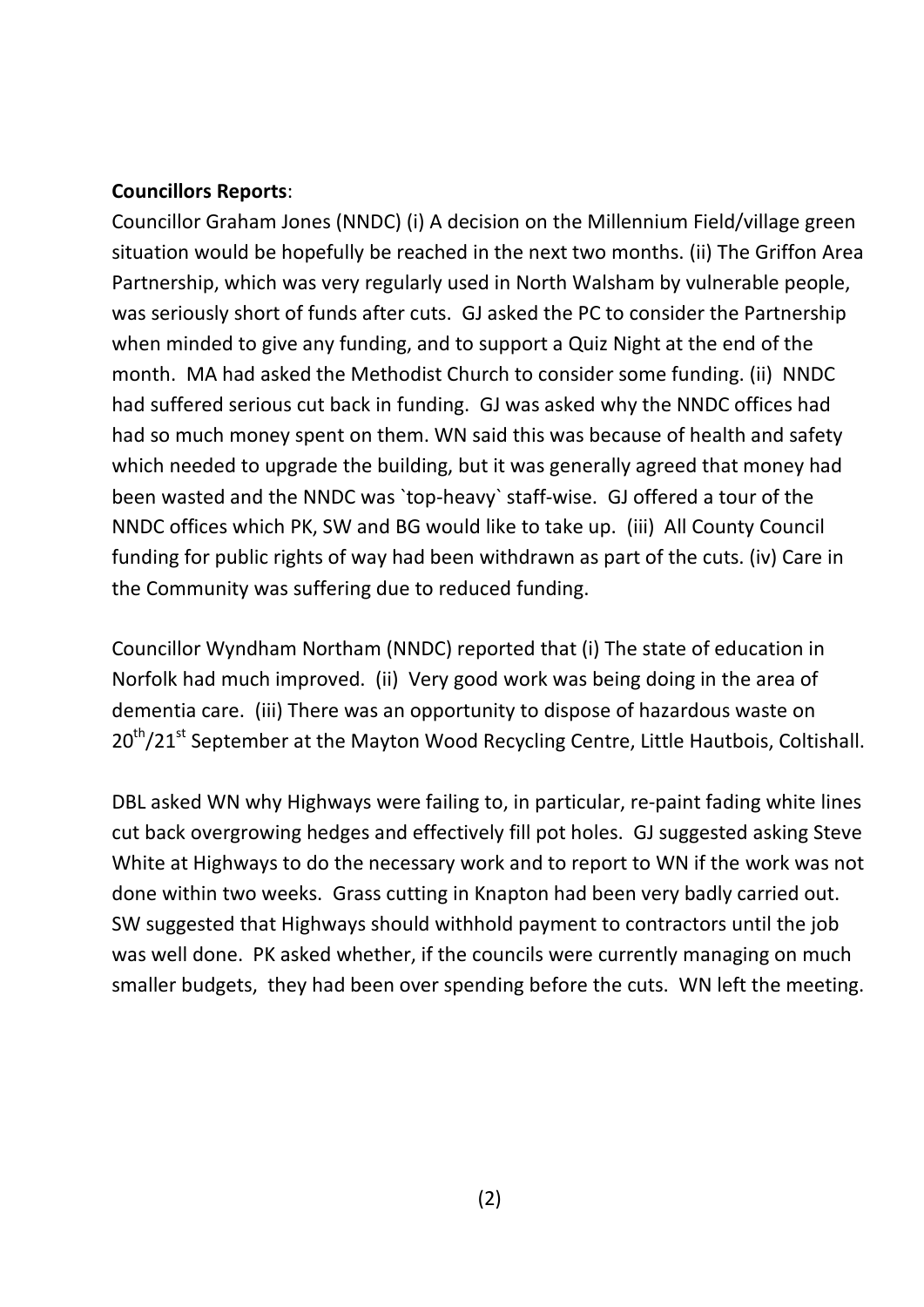**Councillors Reports**:

Councillor Graham Jones (NNDC) (i) A decision on the Millennium Field/village green situation would be hopefully be reached in the next two months. (ii) The Griffon Area Partnership, which was very regularly used in North Walsham by vulnerable people, was seriously short of funds after cuts. GJ asked the PC to consider the Partnership when minded to give any funding, and to support a Quiz Night at the end of the month. MA had asked the Methodist Church to consider some funding. (ii) NNDC had suffered serious cut back in funding. GJ was asked why the NNDC offices had had so much money spent on them. WN said this was because of health and safety which needed to upgrade the building, but it was generally agreed that money had been wasted and the NNDC was `top-heavy` staff-wise. GJ offered a tour of the NNDC offices which PK, SW and BG would like to take up. (iii) All County Council funding for public rights of way had been withdrawn as part of the cuts. (iv) Care in the Community was suffering due to reduced funding.

Councillor Wyndham Northam (NNDC) reported that (i) The state of education in Norfolk had much improved. (ii) Very good work was being doing in the area of dementia care. (iii) There was an opportunity to dispose of hazardous waste on 20th/21st September at the Mayton Wood Recycling Centre, Little Hautbois, Coltishall.

DBL asked WN why Highways were failing to, in particular, re-paint fading white lines cut back overgrowing hedges and effectively fill pot holes. GJ suggested asking Steve White at Highways to do the necessary work and to report to WN if the work was not done within two weeks. Grass cutting in Knapton had been very badly carried out. SW suggested that Highways should withhold payment to contractors until the job was well done. PK asked whether, if the councils were currently managing on much smaller budgets, they had been over spending before the cuts. WN left the meeting.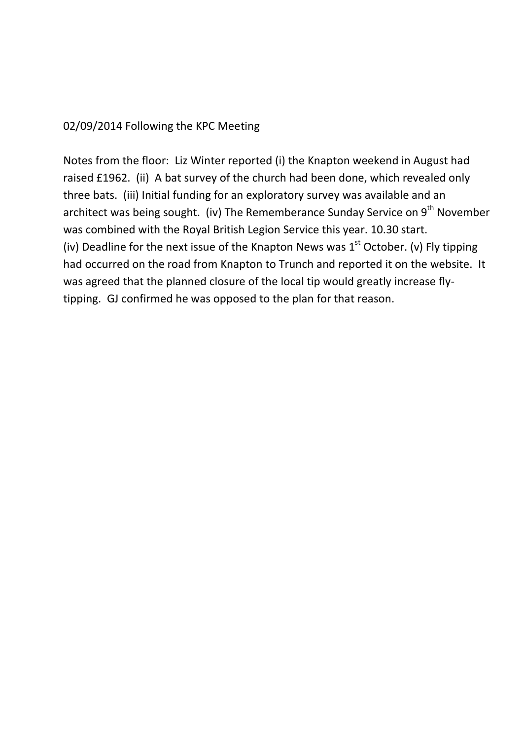02/09/2014 Following the KPC Meeting

Notes from the floor: Liz Winter reported (i) the Knapton weekend in August had raised £1962. (ii) A bat survey of the church had been done, which revealed only three bats. (iii) Initial funding for an exploratory survey was available and an architect was being sought. (iv) The Rememberance Sunday Service on 9th November was combined with the Royal British Legion Service this year. 10.30 start.
(iv) Deadline for the next issue of the Knapton News was 1st October. (v) Fly tipping had occurred on the road from Knapton to Trunch and reported it on the website. It was agreed that the planned closure of the local tip would greatly increase fly-tipping. GJ confirmed he was opposed to the plan for that reason.